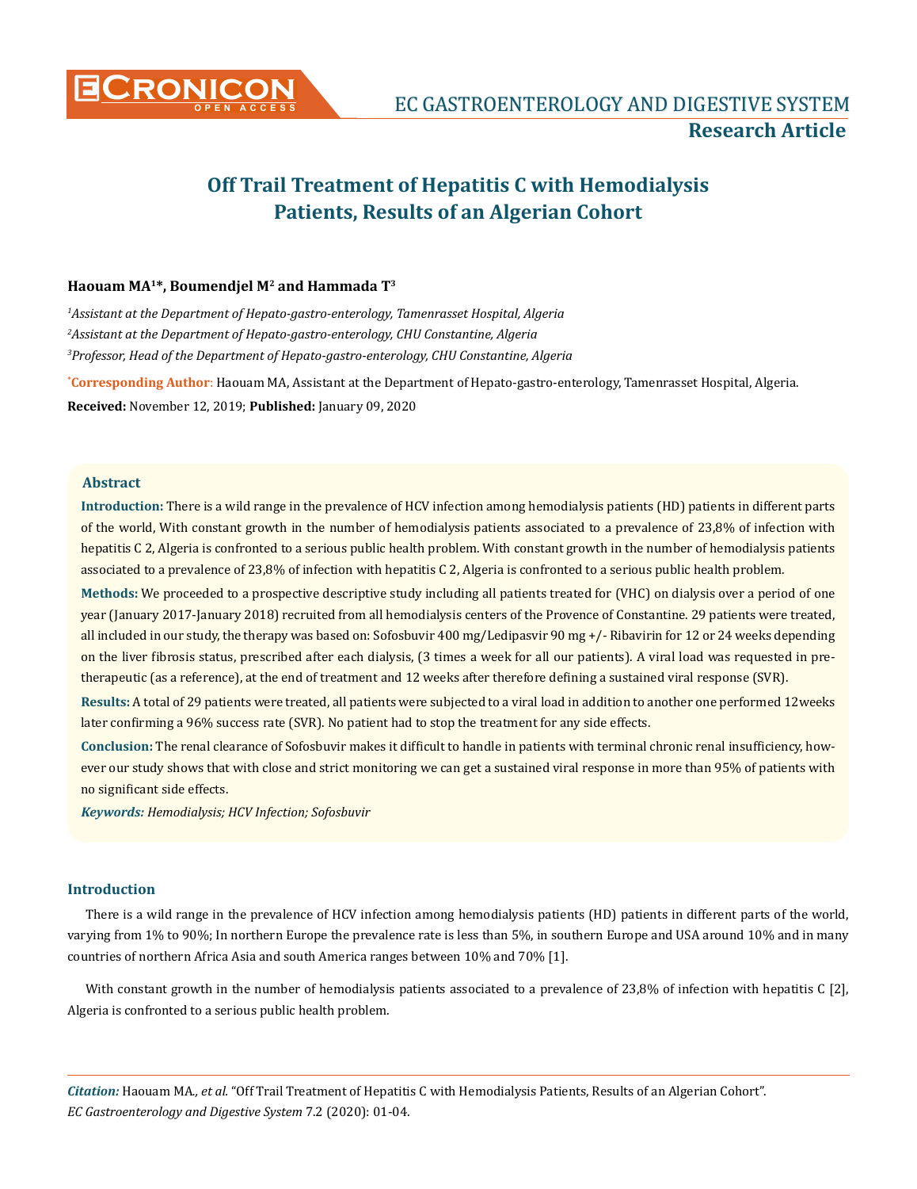# Off Trail Treatment of Hepatitis C with Hemodialysis Patients, Results of an Algerian Cohort

**Haouam MA[1]*, Boumendjel M[2] and Hammada T[3]**

[1]*Assistant at the Department of Hepato-gastro-enterology, Tamenrasset Hospital, Algeria*

[2]*Assistant at the Department of Hepato-gastro-enterology, CHU Constantine, Algeria*

[3]*Professor, Head of the Department of Hepato-gastro-enterology, CHU Constantine, Algeria*

***Corresponding Author**: Haouam MA, Assistant at the Department of Hepato-gastro-enterology, Tamenrasset Hospital, Algeria.

**Received:** November 12, 2019; **Published:** January 09, 2020

## Abstract

**Introduction:** There is a wild range in the prevalence of HCV infection among hemodialysis patients (HD) patients in different parts of the world, With constant growth in the number of hemodialysis patients associated to a prevalence of 23,8% of infection with hepatitis C 2, Algeria is confronted to a serious public health problem. With constant growth in the number of hemodialysis patients associated to a prevalence of 23,8% of infection with hepatitis C 2, Algeria is confronted to a serious public health problem.

**Methods:** We proceeded to a prospective descriptive study including all patients treated for (VHC) on dialysis over a period of one year (January 2017-January 2018) recruited from all hemodialysis centers of the Provence of Constantine. 29 patients were treated, all included in our study, the therapy was based on: Sofosbuvir 400 mg/Ledipasvir 90 mg +/- Ribavirin for 12 or 24 weeks depending on the liver fibrosis status, prescribed after each dialysis, (3 times a week for all our patients). A viral load was requested in pre-therapeutic (as a reference), at the end of treatment and 12 weeks after therefore defining a sustained viral response (SVR).

**Results:** A total of 29 patients were treated, all patients were subjected to a viral load in addition to another one performed 12weeks later confirming a 96% success rate (SVR). No patient had to stop the treatment for any side effects.

**Conclusion:** The renal clearance of Sofosbuvir makes it difficult to handle in patients with terminal chronic renal insufficiency, however our study shows that with close and strict monitoring we can get a sustained viral response in more than 95% of patients with no significant side effects.

***Keywords:** Hemodialysis; HCV Infection; Sofosbuvir*

## Introduction

There is a wild range in the prevalence of HCV infection among hemodialysis patients (HD) patients in different parts of the world, varying from 1% to 90%; In northern Europe the prevalence rate is less than 5%, in southern Europe and USA around 10% and in many countries of northern Africa Asia and south America ranges between 10% and 70% [1].

With constant growth in the number of hemodialysis patients associated to a prevalence of 23,8% of infection with hepatitis C [2], Algeria is confronted to a serious public health problem.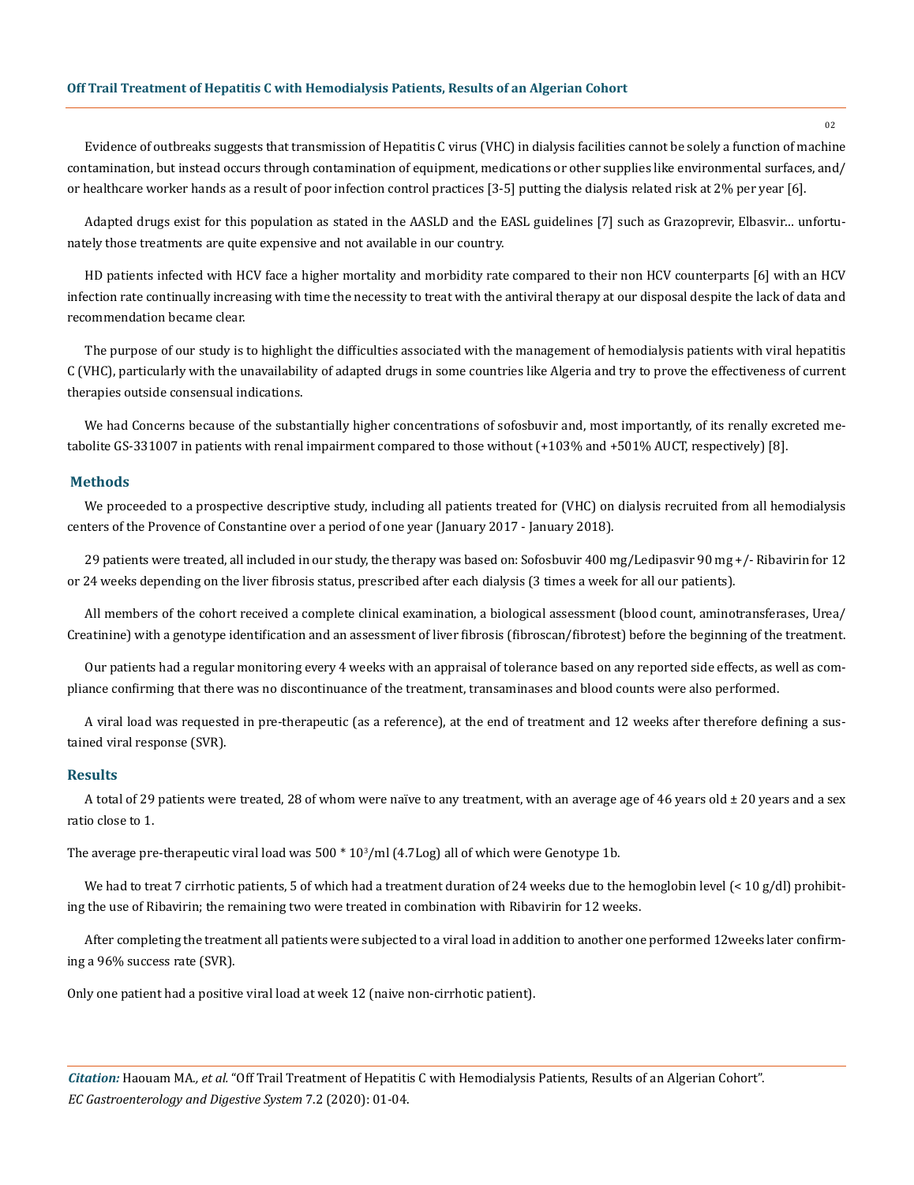Evidence of outbreaks suggests that transmission of Hepatitis C virus (VHC) in dialysis facilities cannot be solely a function of machine contamination, but instead occurs through contamination of equipment, medications or other supplies like environmental surfaces, and/or healthcare worker hands as a result of poor infection control practices [3-5] putting the dialysis related risk at 2% per year [6].

Adapted drugs exist for this population as stated in the AASLD and the EASL guidelines [7] such as Grazoprevir, Elbasvir... unfortunately those treatments are quite expensive and not available in our country.

HD patients infected with HCV face a higher mortality and morbidity rate compared to their non HCV counterparts [6] with an HCV infection rate continually increasing with time the necessity to treat with the antiviral therapy at our disposal despite the lack of data and recommendation became clear.

The purpose of our study is to highlight the difficulties associated with the management of hemodialysis patients with viral hepatitis C (VHC), particularly with the unavailability of adapted drugs in some countries like Algeria and try to prove the effectiveness of current therapies outside consensual indications.

We had Concerns because of the substantially higher concentrations of sofosbuvir and, most importantly, of its renally excreted metabolite GS-331007 in patients with renal impairment compared to those without (+103% and +501% AUCT, respectively) [8].

## Methods

We proceeded to a prospective descriptive study, including all patients treated for (VHC) on dialysis recruited from all hemodialysis centers of the Provence of Constantine over a period of one year (January 2017 - January 2018).

29 patients were treated, all included in our study, the therapy was based on: Sofosbuvir 400 mg/Ledipasvir 90 mg +/- Ribavirin for 12 or 24 weeks depending on the liver fibrosis status, prescribed after each dialysis (3 times a week for all our patients).

All members of the cohort received a complete clinical examination, a biological assessment (blood count, aminotransferases, Urea/Creatinine) with a genotype identification and an assessment of liver fibrosis (fibroscan/fibrotest) before the beginning of the treatment.

Our patients had a regular monitoring every 4 weeks with an appraisal of tolerance based on any reported side effects, as well as compliance confirming that there was no discontinuance of the treatment, transaminases and blood counts were also performed.

A viral load was requested in pre-therapeutic (as a reference), at the end of treatment and 12 weeks after therefore defining a sustained viral response (SVR).

## Results

A total of 29 patients were treated, 28 of whom were naïve to any treatment, with an average age of 46 years old ± 20 years and a sex ratio close to 1.

The average pre-therapeutic viral load was $500 * 10^3$/ml (4.7Log) all of which were Genotype 1b.

We had to treat 7 cirrhotic patients, 5 of which had a treatment duration of 24 weeks due to the hemoglobin level (< 10 g/dl) prohibiting the use of Ribavirin; the remaining two were treated in combination with Ribavirin for 12 weeks.

After completing the treatment all patients were subjected to a viral load in addition to another one performed 12weeks later confirming a 96% success rate (SVR).

Only one patient had a positive viral load at week 12 (naive non-cirrhotic patient).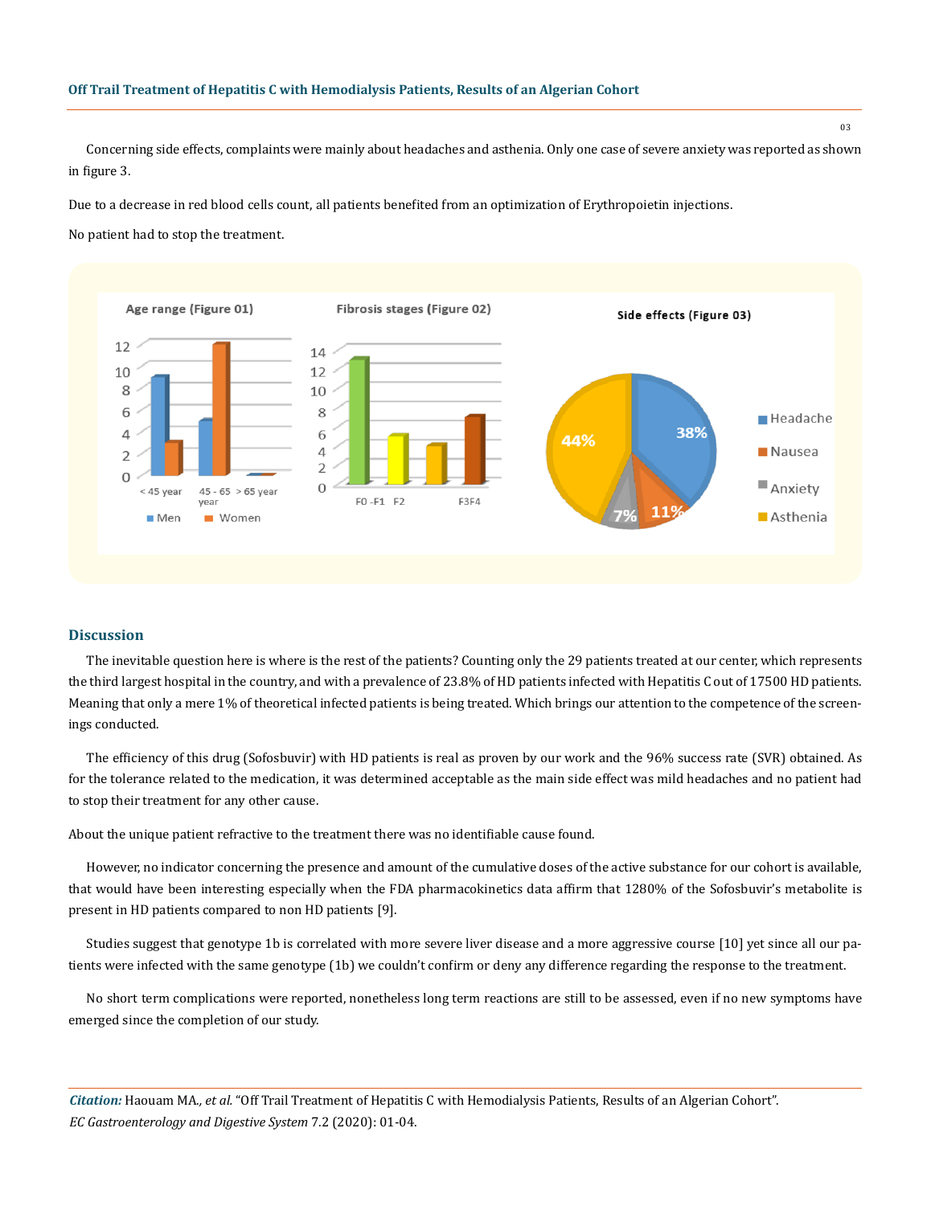Concerning side effects, complaints were mainly about headaches and asthenia. Only one case of severe anxiety was reported as shown in figure 3.

Due to a decrease in red blood cells count, all patients benefited from an optimization of Erythropoietin injections.

No patient had to stop the treatment.

Age range (Figure 01)

Fibrosis stages (Figure 02)

Side effects (Figure 03)

## Discussion

The inevitable question here is where is the rest of the patients? Counting only the 29 patients treated at our center, which represents the third largest hospital in the country, and with a prevalence of 23.8% of HD patients infected with Hepatitis C out of 17500 HD patients. Meaning that only a mere 1% of theoretical infected patients is being treated. Which brings our attention to the competence of the screenings conducted.

The efficiency of this drug (Sofosbuvir) with HD patients is real as proven by our work and the 96% success rate (SVR) obtained. As for the tolerance related to the medication, it was determined acceptable as the main side effect was mild headaches and no patient had to stop their treatment for any other cause.

About the unique patient refractive to the treatment there was no identifiable cause found.

However, no indicator concerning the presence and amount of the cumulative doses of the active substance for our cohort is available, that would have been interesting especially when the FDA pharmacokinetics data affirm that 1280% of the Sofosbuvir's metabolite is present in HD patients compared to non HD patients [9].

Studies suggest that genotype 1b is correlated with more severe liver disease and a more aggressive course [10] yet since all our patients were infected with the same genotype (1b) we couldn't confirm or deny any difference regarding the response to the treatment.

No short term complications were reported, nonetheless long term reactions are still to be assessed, even if no new symptoms have emerged since the completion of our study.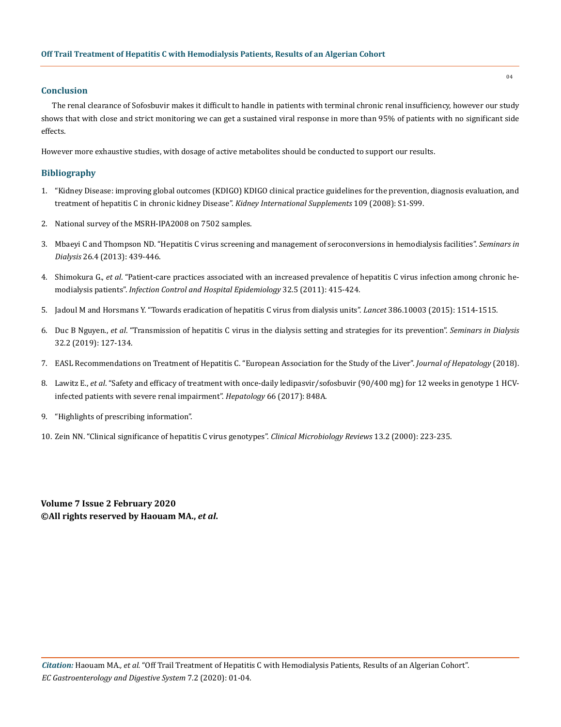## Conclusion

The renal clearance of Sofosbuvir makes it difficult to handle in patients with terminal chronic renal insufficiency, however our study shows that with close and strict monitoring we can get a sustained viral response in more than 95% of patients with no significant side effects.

However more exhaustive studies, with dosage of active metabolites should be conducted to support our results.

## Bibliography

1. "Kidney Disease: improving global outcomes (KDIGO) KDIGO clinical practice guidelines for the prevention, diagnosis evaluation, and treatment of hepatitis C in chronic kidney Disease". *Kidney International Supplements* 109 (2008): S1-S99.
2. National survey of the MSRH-IPA2008 on 7502 samples.
3. Mbaeyi C and Thompson ND. "Hepatitis C virus screening and management of seroconversions in hemodialysis facilities". *Seminars in Dialysis* 26.4 (2013): 439-446.
4. Shimokura G., *et al*. "Patient-care practices associated with an increased prevalence of hepatitis C virus infection among chronic hemodialysis patients". *Infection Control and Hospital Epidemiology* 32.5 (2011): 415-424.
5. Jadoul M and Horsmans Y. "Towards eradication of hepatitis C virus from dialysis units". *Lancet* 386.10003 (2015): 1514-1515.
6. Duc B Nguyen., *et al*. "Transmission of hepatitis C virus in the dialysis setting and strategies for its prevention". *Seminars in Dialysis* 32.2 (2019): 127-134.
7. EASL Recommendations on Treatment of Hepatitis C. "European Association for the Study of the Liver". *Journal of Hepatology* (2018).
8. Lawitz E., *et al*. "Safety and efficacy of treatment with once-daily ledipasvir/sofosbuvir (90/400 mg) for 12 weeks in genotype 1 HCV-infected patients with severe renal impairment". *Hepatology* 66 (2017): 848A.
9. "Highlights of prescribing information".
10. Zein NN. "Clinical significance of hepatitis C virus genotypes". *Clinical Microbiology Reviews* 13.2 (2000): 223-235.

**Volume 7 Issue 2 February 2020**
**©All rights reserved by Haouam MA., *et al*.**